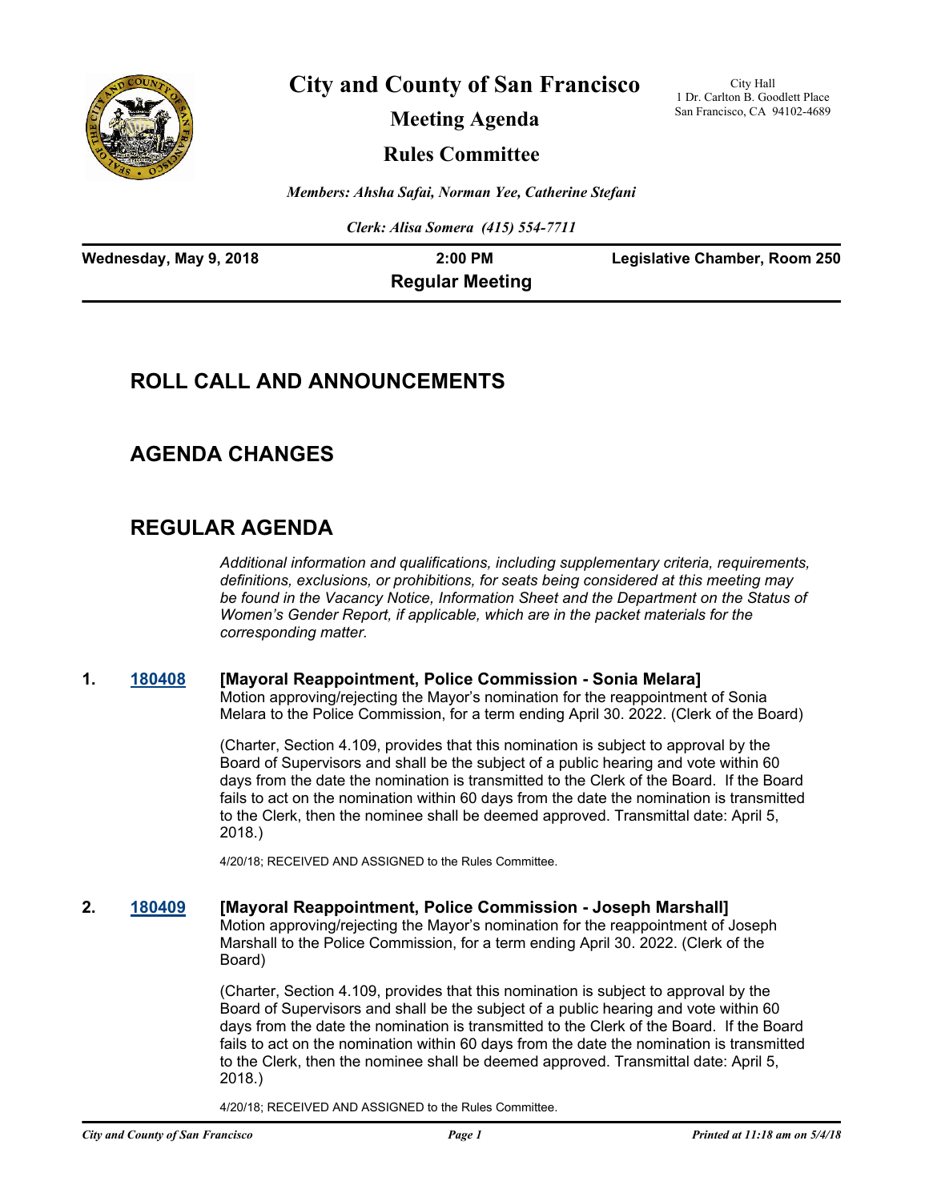# City and County of San Francisco

## Meeting Agenda

## Rules Committee

City Hall
1 Dr. Carlton B. Goodlett Place
San Francisco, CA 94102-4689

*Members: Ahsha Safai, Norman Yee, Catherine Stefani*

*Clerk: Alisa Somera (415) 554-7711*

**Wednesday, May 9, 2018** | **2:00 PM** | **Legislative Chamber, Room 250**

**Regular Meeting**

## ROLL CALL AND ANNOUNCEMENTS

## AGENDA CHANGES

## REGULAR AGENDA

*Additional information and qualifications, including supplementary criteria, requirements, definitions, exclusions, or prohibitions, for seats being considered at this meeting may be found in the Vacancy Notice, Information Sheet and the Department on the Status of Women's Gender Report, if applicable, which are in the packet materials for the corresponding matter.*

**1. 180408 [Mayoral Reappointment, Police Commission - Sonia Melara]**

Motion approving/rejecting the Mayor's nomination for the reappointment of Sonia Melara to the Police Commission, for a term ending April 30. 2022. (Clerk of the Board)

(Charter, Section 4.109, provides that this nomination is subject to approval by the Board of Supervisors and shall be the subject of a public hearing and vote within 60 days from the date the nomination is transmitted to the Clerk of the Board. If the Board fails to act on the nomination within 60 days from the date the nomination is transmitted to the Clerk, then the nominee shall be deemed approved. Transmittal date: April 5, 2018.)

4/20/18; RECEIVED AND ASSIGNED to the Rules Committee.

**2. 180409 [Mayoral Reappointment, Police Commission - Joseph Marshall]**

Motion approving/rejecting the Mayor's nomination for the reappointment of Joseph Marshall to the Police Commission, for a term ending April 30. 2022. (Clerk of the Board)

(Charter, Section 4.109, provides that this nomination is subject to approval by the Board of Supervisors and shall be the subject of a public hearing and vote within 60 days from the date the nomination is transmitted to the Clerk of the Board. If the Board fails to act on the nomination within 60 days from the date the nomination is transmitted to the Clerk, then the nominee shall be deemed approved. Transmittal date: April 5, 2018.)

4/20/18; RECEIVED AND ASSIGNED to the Rules Committee.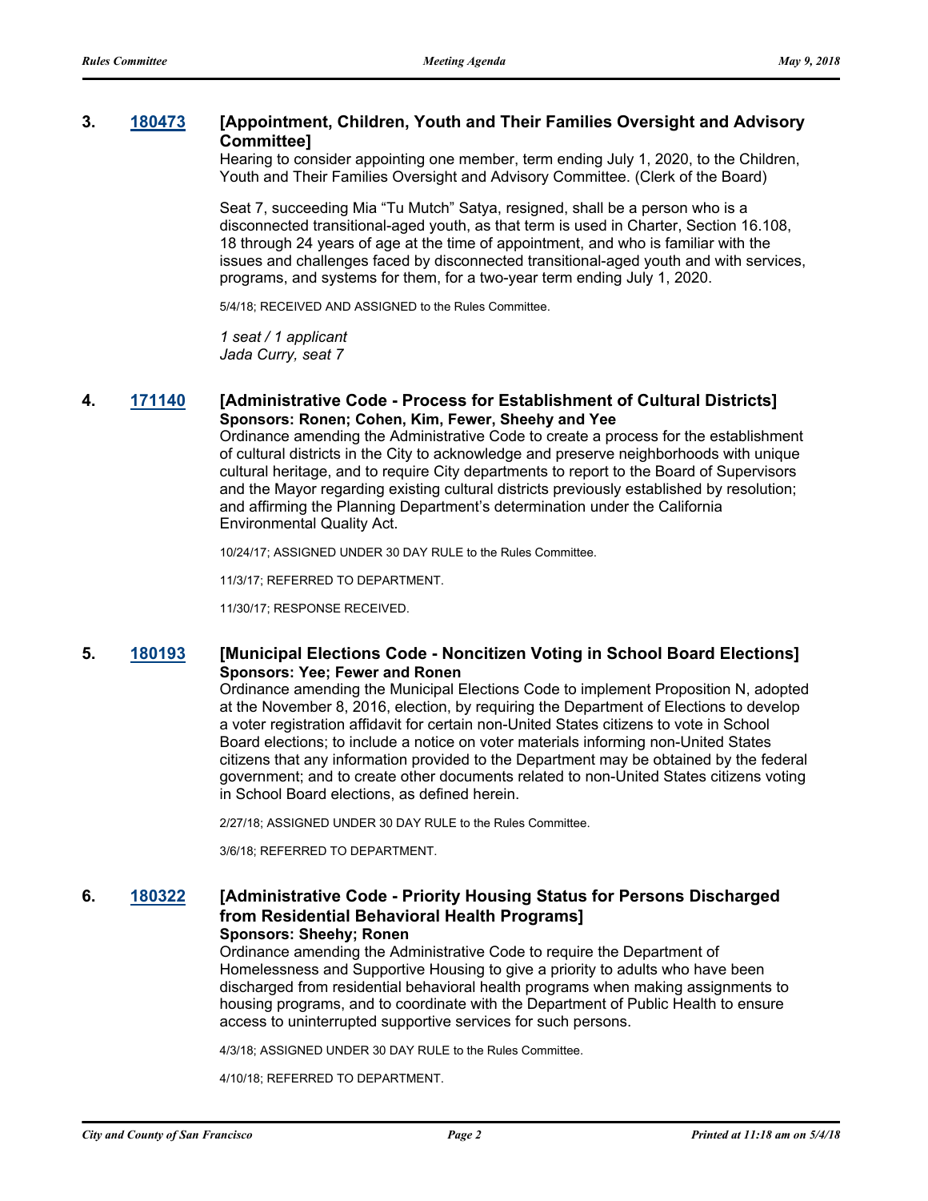### 3. [180473](180473) [Appointment, Children, Youth and Their Families Oversight and Advisory Committee]

Hearing to consider appointing one member, term ending July 1, 2020, to the Children, Youth and Their Families Oversight and Advisory Committee. (Clerk of the Board)

Seat 7, succeeding Mia "Tu Mutch" Satya, resigned, shall be a person who is a disconnected transitional-aged youth, as that term is used in Charter, Section 16.108, 18 through 24 years of age at the time of appointment, and who is familiar with the issues and challenges faced by disconnected transitional-aged youth and with services, programs, and systems for them, for a two-year term ending July 1, 2020.

5/4/18; RECEIVED AND ASSIGNED to the Rules Committee.

*1 seat / 1 applicant*
*Jada Curry, seat 7*

### 4. [171140](171140) [Administrative Code - Process for Establishment of Cultural Districts]

**Sponsors: Ronen; Cohen, Kim, Fewer, Sheehy and Yee**

Ordinance amending the Administrative Code to create a process for the establishment of cultural districts in the City to acknowledge and preserve neighborhoods with unique cultural heritage, and to require City departments to report to the Board of Supervisors and the Mayor regarding existing cultural districts previously established by resolution; and affirming the Planning Department's determination under the California Environmental Quality Act.

10/24/17; ASSIGNED UNDER 30 DAY RULE to the Rules Committee.

11/3/17; REFERRED TO DEPARTMENT.

11/30/17; RESPONSE RECEIVED.

### 5. [180193](180193) [Municipal Elections Code - Noncitizen Voting in School Board Elections]

**Sponsors: Yee; Fewer and Ronen**

Ordinance amending the Municipal Elections Code to implement Proposition N, adopted at the November 8, 2016, election, by requiring the Department of Elections to develop a voter registration affidavit for certain non-United States citizens to vote in School Board elections; to include a notice on voter materials informing non-United States citizens that any information provided to the Department may be obtained by the federal government; and to create other documents related to non-United States citizens voting in School Board elections, as defined herein.

2/27/18; ASSIGNED UNDER 30 DAY RULE to the Rules Committee.

3/6/18; REFERRED TO DEPARTMENT.

### 6. [180322](180322) [Administrative Code - Priority Housing Status for Persons Discharged from Residential Behavioral Health Programs]

**Sponsors: Sheehy; Ronen**

Ordinance amending the Administrative Code to require the Department of Homelessness and Supportive Housing to give a priority to adults who have been discharged from residential behavioral health programs when making assignments to housing programs, and to coordinate with the Department of Public Health to ensure access to uninterrupted supportive services for such persons.

4/3/18; ASSIGNED UNDER 30 DAY RULE to the Rules Committee.

4/10/18; REFERRED TO DEPARTMENT.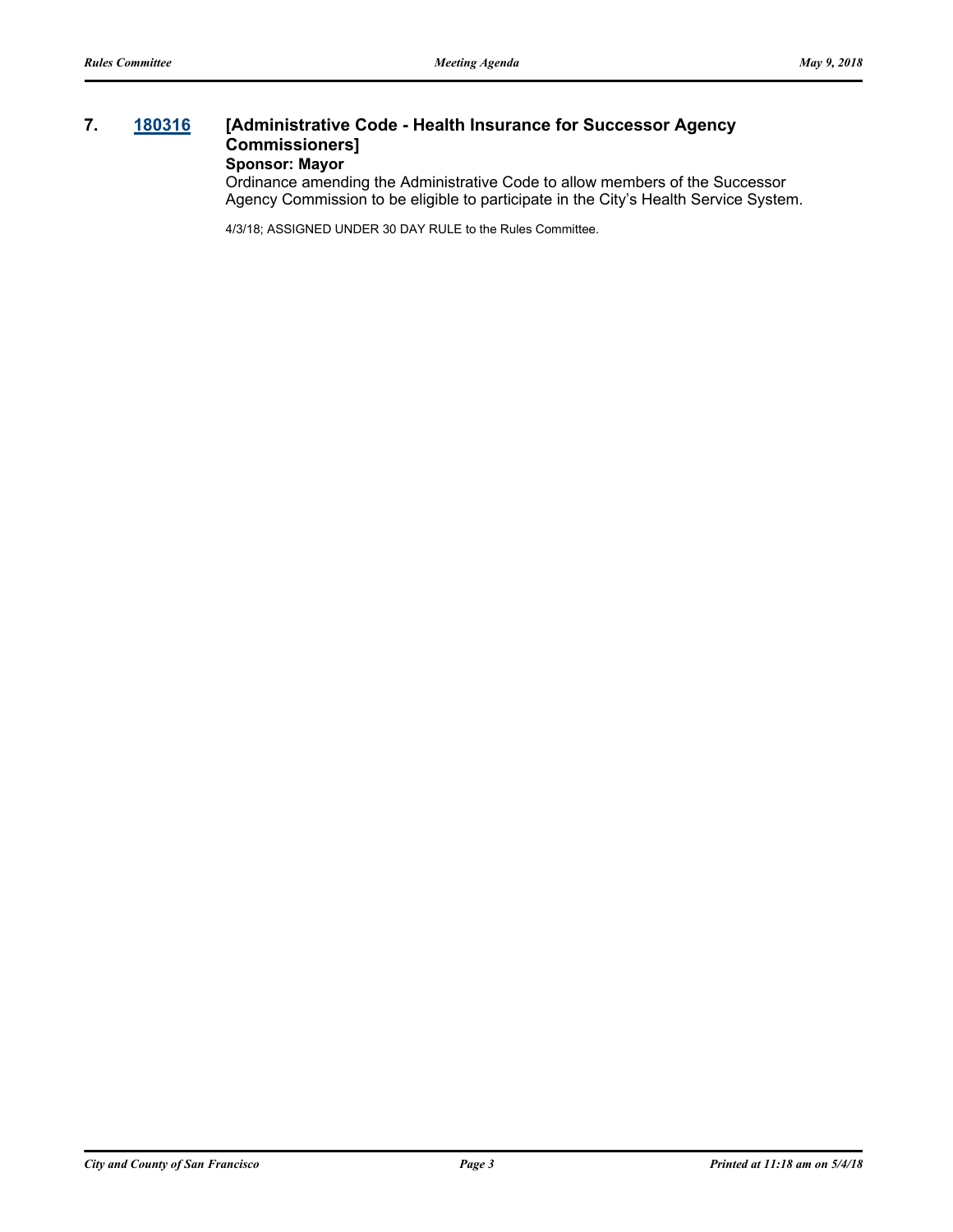**7. [180316](180316) [Administrative Code - Health Insurance for Successor Agency Commissioners]**

**Sponsor: Mayor**

Ordinance amending the Administrative Code to allow members of the Successor Agency Commission to be eligible to participate in the City's Health Service System.

4/3/18; ASSIGNED UNDER 30 DAY RULE to the Rules Committee.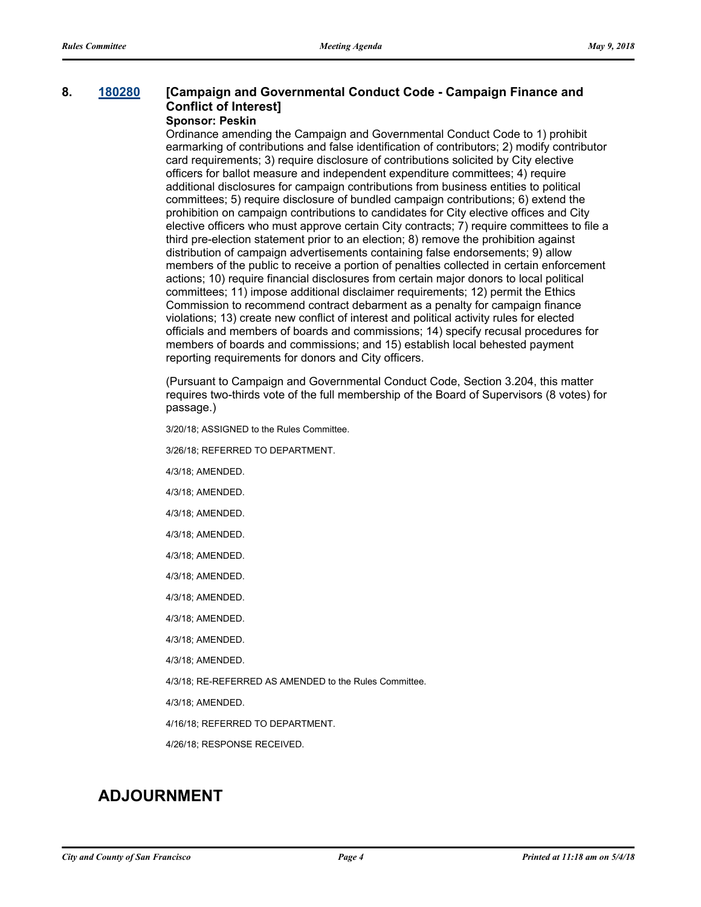**8. [180280](180280) [Campaign and Governmental Conduct Code - Campaign Finance and Conflict of Interest]**

**Sponsor: Peskin**

Ordinance amending the Campaign and Governmental Conduct Code to 1) prohibit earmarking of contributions and false identification of contributors; 2) modify contributor card requirements; 3) require disclosure of contributions solicited by City elective officers for ballot measure and independent expenditure committees; 4) require additional disclosures for campaign contributions from business entities to political committees; 5) require disclosure of bundled campaign contributions; 6) extend the prohibition on campaign contributions to candidates for City elective offices and City elective officers who must approve certain City contracts; 7) require committees to file a third pre-election statement prior to an election; 8) remove the prohibition against distribution of campaign advertisements containing false endorsements; 9) allow members of the public to receive a portion of penalties collected in certain enforcement actions; 10) require financial disclosures from certain major donors to local political committees; 11) impose additional disclaimer requirements; 12) permit the Ethics Commission to recommend contract debarment as a penalty for campaign finance violations; 13) create new conflict of interest and political activity rules for elected officials and members of boards and commissions; 14) specify recusal procedures for members of boards and commissions; and 15) establish local behested payment reporting requirements for donors and City officers.

(Pursuant to Campaign and Governmental Conduct Code, Section 3.204, this matter requires two-thirds vote of the full membership of the Board of Supervisors (8 votes) for passage.)

3/20/18; ASSIGNED to the Rules Committee.

3/26/18; REFERRED TO DEPARTMENT.

4/3/18; AMENDED.

4/3/18; AMENDED.

4/3/18; AMENDED.

4/3/18; AMENDED.

4/3/18; AMENDED.

4/3/18; AMENDED.

4/3/18; AMENDED.

4/3/18; AMENDED.

4/3/18; AMENDED.

4/3/18; AMENDED.

4/3/18; RE-REFERRED AS AMENDED to the Rules Committee.

4/3/18; AMENDED.

4/16/18; REFERRED TO DEPARTMENT.

4/26/18; RESPONSE RECEIVED.

# ADJOURNMENT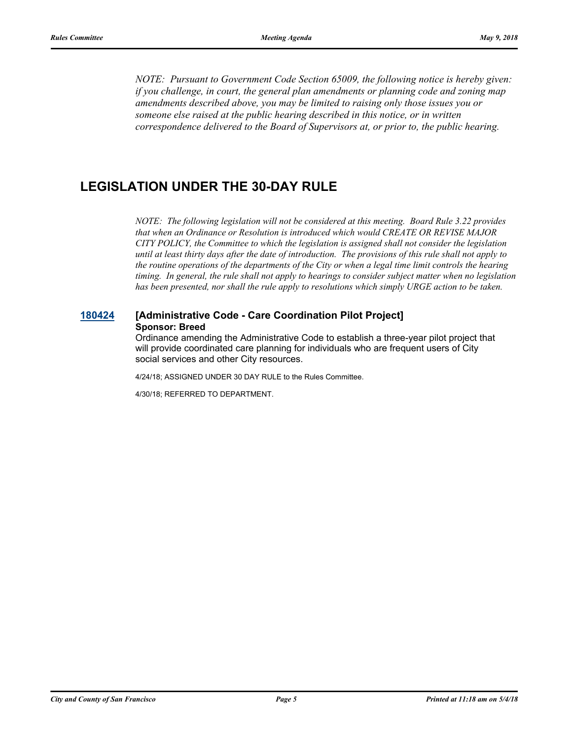*NOTE: Pursuant to Government Code Section 65009, the following notice is hereby given: if you challenge, in court, the general plan amendments or planning code and zoning map amendments described above, you may be limited to raising only those issues you or someone else raised at the public hearing described in this notice, or in written correspondence delivered to the Board of Supervisors at, or prior to, the public hearing.*

## LEGISLATION UNDER THE 30-DAY RULE

*NOTE: The following legislation will not be considered at this meeting. Board Rule 3.22 provides that when an Ordinance or Resolution is introduced which would CREATE OR REVISE MAJOR CITY POLICY, the Committee to which the legislation is assigned shall not consider the legislation until at least thirty days after the date of introduction. The provisions of this rule shall not apply to the routine operations of the departments of the City or when a legal time limit controls the hearing timing. In general, the rule shall not apply to hearings to consider subject matter when no legislation has been presented, nor shall the rule apply to resolutions which simply URGE action to be taken.*

### 180424 [Administrative Code - Care Coordination Pilot Project]

**Sponsor: Breed**

Ordinance amending the Administrative Code to establish a three-year pilot project that will provide coordinated care planning for individuals who are frequent users of City social services and other City resources.

4/24/18; ASSIGNED UNDER 30 DAY RULE to the Rules Committee.

4/30/18; REFERRED TO DEPARTMENT.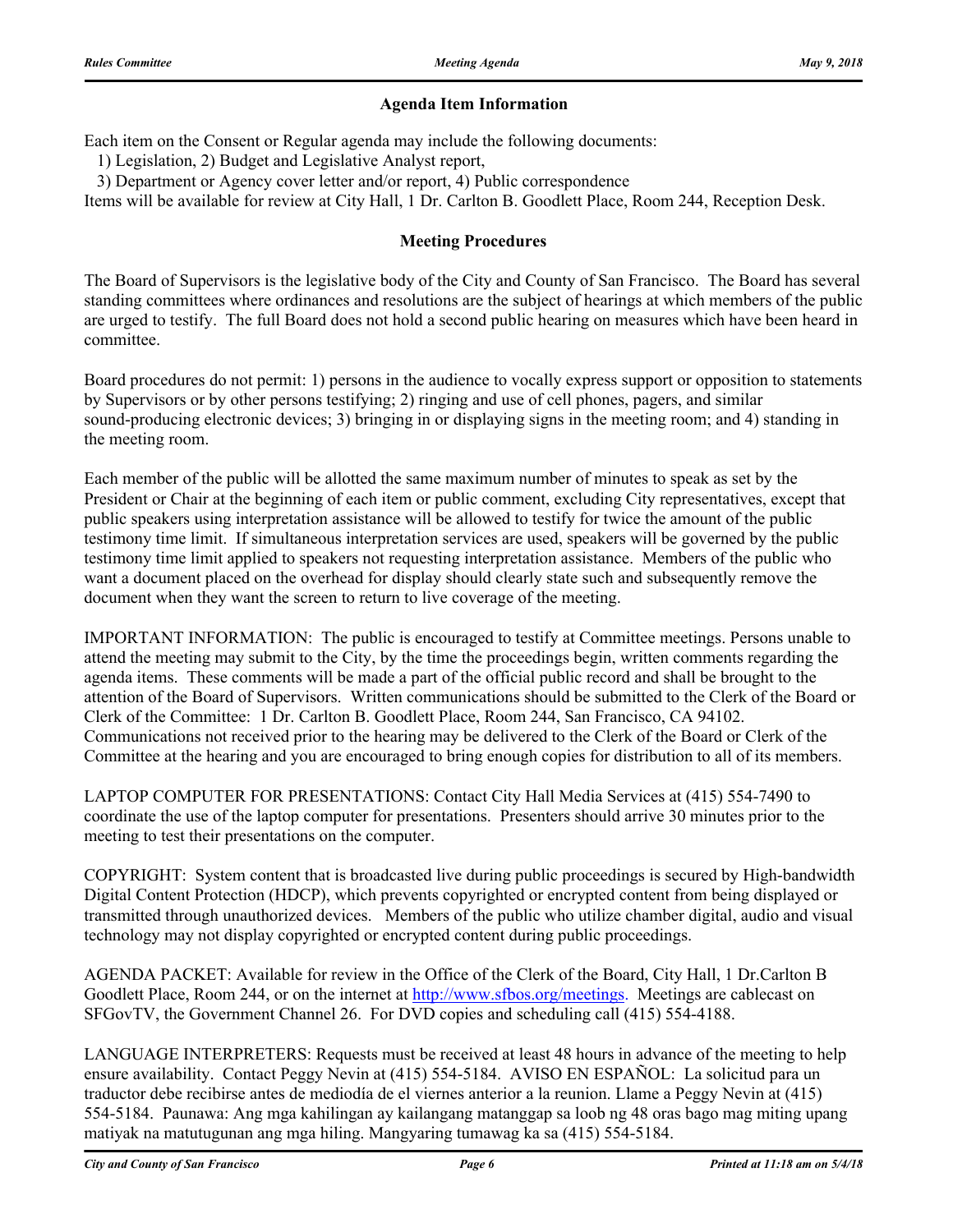### Agenda Item Information

Each item on the Consent or Regular agenda may include the following documents:
1) Legislation, 2) Budget and Legislative Analyst report,
3) Department or Agency cover letter and/or report, 4) Public correspondence
Items will be available for review at City Hall, 1 Dr. Carlton B. Goodlett Place, Room 244, Reception Desk.

### Meeting Procedures

The Board of Supervisors is the legislative body of the City and County of San Francisco. The Board has several standing committees where ordinances and resolutions are the subject of hearings at which members of the public are urged to testify. The full Board does not hold a second public hearing on measures which have been heard in committee.

Board procedures do not permit: 1) persons in the audience to vocally express support or opposition to statements by Supervisors or by other persons testifying; 2) ringing and use of cell phones, pagers, and similar sound-producing electronic devices; 3) bringing in or displaying signs in the meeting room; and 4) standing in the meeting room.

Each member of the public will be allotted the same maximum number of minutes to speak as set by the President or Chair at the beginning of each item or public comment, excluding City representatives, except that public speakers using interpretation assistance will be allowed to testify for twice the amount of the public testimony time limit. If simultaneous interpretation services are used, speakers will be governed by the public testimony time limit applied to speakers not requesting interpretation assistance. Members of the public who want a document placed on the overhead for display should clearly state such and subsequently remove the document when they want the screen to return to live coverage of the meeting.

IMPORTANT INFORMATION: The public is encouraged to testify at Committee meetings. Persons unable to attend the meeting may submit to the City, by the time the proceedings begin, written comments regarding the agenda items. These comments will be made a part of the official public record and shall be brought to the attention of the Board of Supervisors. Written communications should be submitted to the Clerk of the Board or Clerk of the Committee: 1 Dr. Carlton B. Goodlett Place, Room 244, San Francisco, CA 94102. Communications not received prior to the hearing may be delivered to the Clerk of the Board or Clerk of the Committee at the hearing and you are encouraged to bring enough copies for distribution to all of its members.

LAPTOP COMPUTER FOR PRESENTATIONS: Contact City Hall Media Services at (415) 554-7490 to coordinate the use of the laptop computer for presentations. Presenters should arrive 30 minutes prior to the meeting to test their presentations on the computer.

COPYRIGHT: System content that is broadcasted live during public proceedings is secured by High-bandwidth Digital Content Protection (HDCP), which prevents copyrighted or encrypted content from being displayed or transmitted through unauthorized devices. Members of the public who utilize chamber digital, audio and visual technology may not display copyrighted or encrypted content during public proceedings.

AGENDA PACKET: Available for review in the Office of the Clerk of the Board, City Hall, 1 Dr.Carlton B Goodlett Place, Room 244, or on the internet at http://www.sfbos.org/meetings. Meetings are cablecast on SFGovTV, the Government Channel 26. For DVD copies and scheduling call (415) 554-4188.

LANGUAGE INTERPRETERS: Requests must be received at least 48 hours in advance of the meeting to help ensure availability. Contact Peggy Nevin at (415) 554-5184. AVISO EN ESPAÑOL: La solicitud para un traductor debe recibirse antes de mediodía de el viernes anterior a la reunion. Llame a Peggy Nevin at (415) 554-5184. Paunawa: Ang mga kahilingan ay kailangang matanggap sa loob ng 48 oras bago mag miting upang matiyak na matutugunan ang mga hiling. Mangyaring tumawag ka sa (415) 554-5184.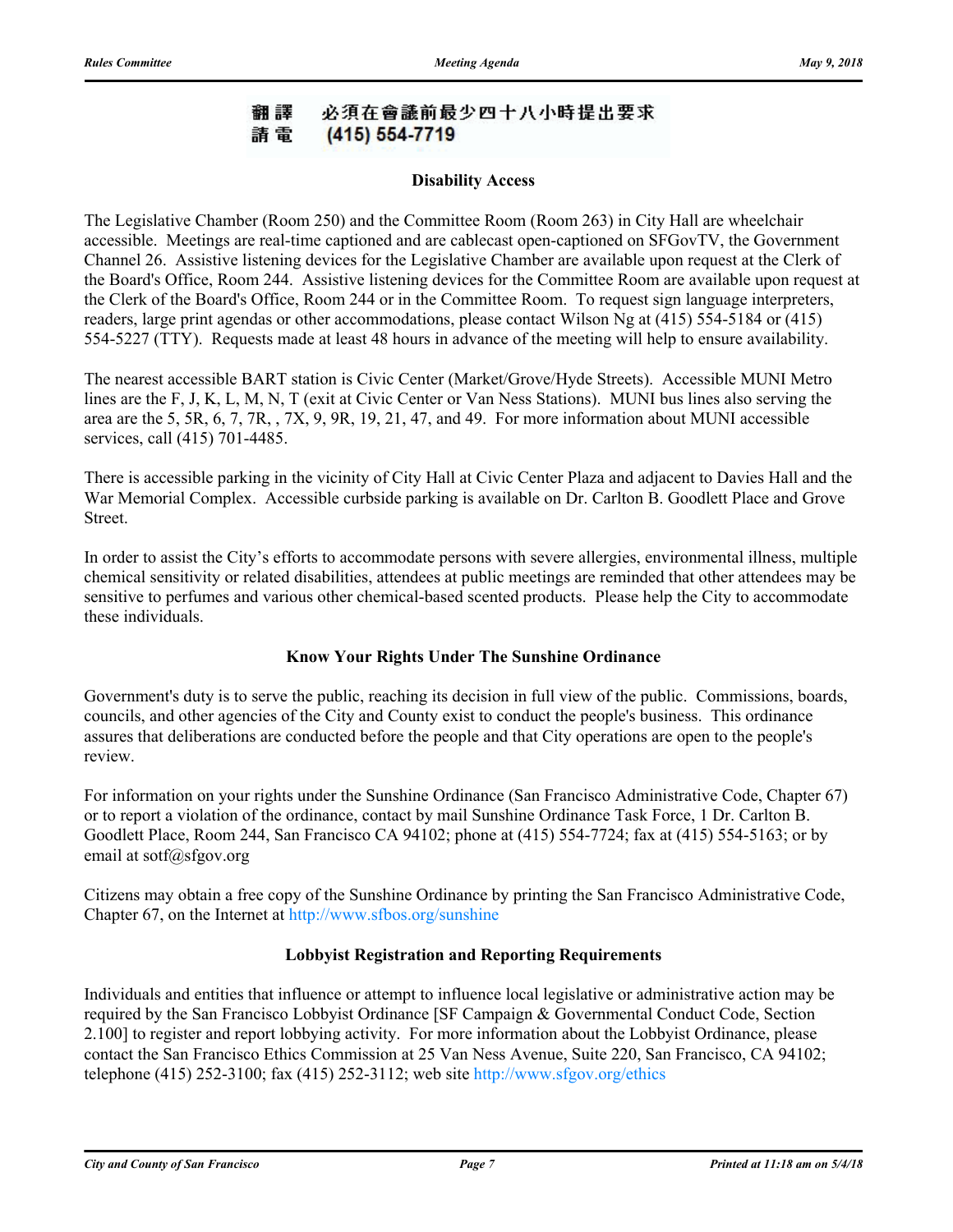翻譯　必須在會議前最少四十八小時提出要求
請電　(415) 554-7719

## Disability Access

The Legislative Chamber (Room 250) and the Committee Room (Room 263) in City Hall are wheelchair accessible. Meetings are real-time captioned and are cablecast open-captioned on SFGovTV, the Government Channel 26. Assistive listening devices for the Legislative Chamber are available upon request at the Clerk of the Board's Office, Room 244. Assistive listening devices for the Committee Room are available upon request at the Clerk of the Board's Office, Room 244 or in the Committee Room. To request sign language interpreters, readers, large print agendas or other accommodations, please contact Wilson Ng at (415) 554-5184 or (415) 554-5227 (TTY). Requests made at least 48 hours in advance of the meeting will help to ensure availability.

The nearest accessible BART station is Civic Center (Market/Grove/Hyde Streets). Accessible MUNI Metro lines are the F, J, K, L, M, N, T (exit at Civic Center or Van Ness Stations). MUNI bus lines also serving the area are the 5, 5R, 6, 7, 7R, , 7X, 9, 9R, 19, 21, 47, and 49. For more information about MUNI accessible services, call (415) 701-4485.

There is accessible parking in the vicinity of City Hall at Civic Center Plaza and adjacent to Davies Hall and the War Memorial Complex. Accessible curbside parking is available on Dr. Carlton B. Goodlett Place and Grove Street.

In order to assist the City's efforts to accommodate persons with severe allergies, environmental illness, multiple chemical sensitivity or related disabilities, attendees at public meetings are reminded that other attendees may be sensitive to perfumes and various other chemical-based scented products. Please help the City to accommodate these individuals.

## Know Your Rights Under The Sunshine Ordinance

Government's duty is to serve the public, reaching its decision in full view of the public. Commissions, boards, councils, and other agencies of the City and County exist to conduct the people's business. This ordinance assures that deliberations are conducted before the people and that City operations are open to the people's review.

For information on your rights under the Sunshine Ordinance (San Francisco Administrative Code, Chapter 67) or to report a violation of the ordinance, contact by mail Sunshine Ordinance Task Force, 1 Dr. Carlton B. Goodlett Place, Room 244, San Francisco CA 94102; phone at (415) 554-7724; fax at (415) 554-5163; or by email at sotf@sfgov.org

Citizens may obtain a free copy of the Sunshine Ordinance by printing the San Francisco Administrative Code, Chapter 67, on the Internet at http://www.sfbos.org/sunshine

## Lobbyist Registration and Reporting Requirements

Individuals and entities that influence or attempt to influence local legislative or administrative action may be required by the San Francisco Lobbyist Ordinance [SF Campaign & Governmental Conduct Code, Section 2.100] to register and report lobbying activity. For more information about the Lobbyist Ordinance, please contact the San Francisco Ethics Commission at 25 Van Ness Avenue, Suite 220, San Francisco, CA 94102; telephone (415) 252-3100; fax (415) 252-3112; web site http://www.sfgov.org/ethics